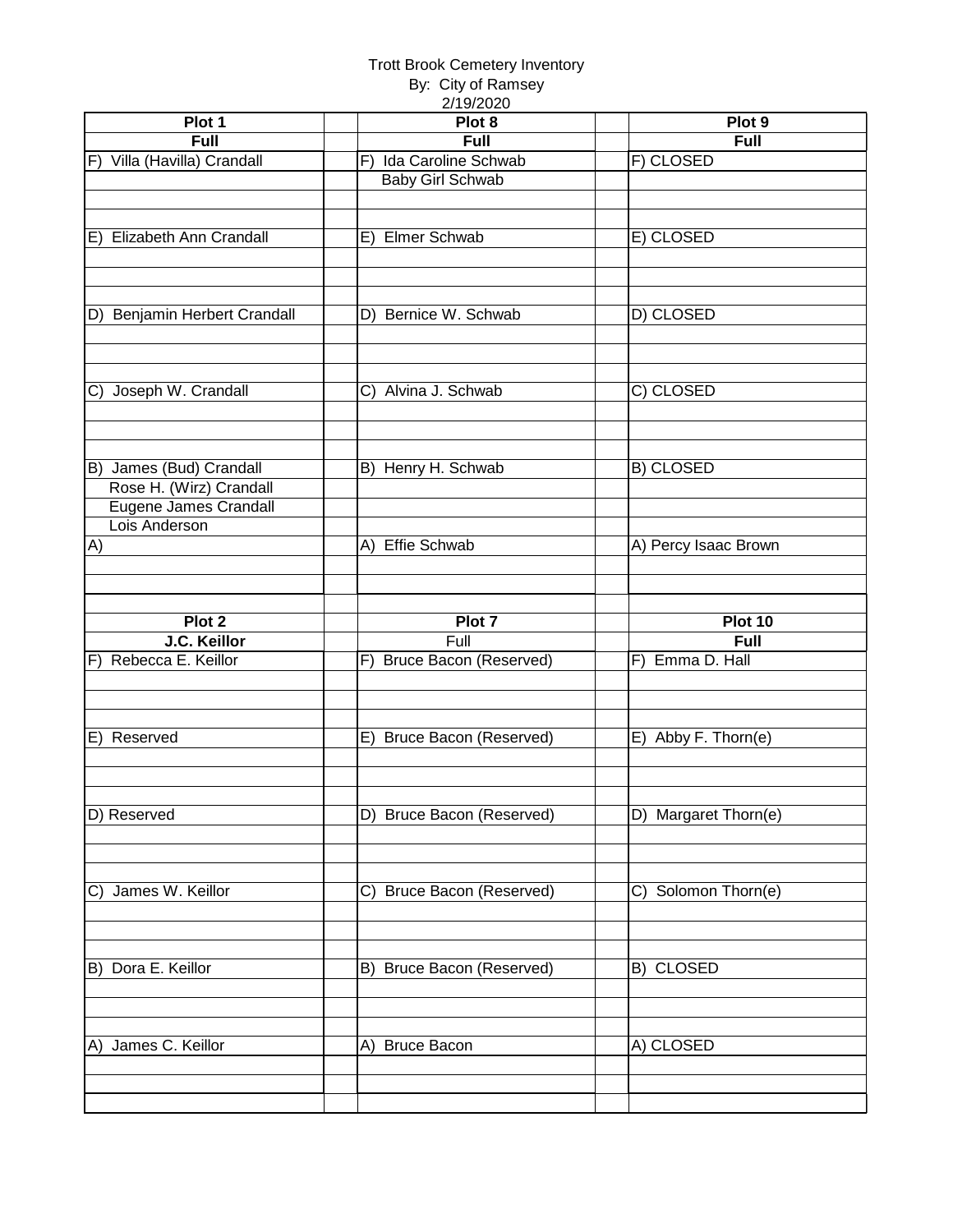Trott Brook Cemetery Inventory
By: City of Ramsey
2/19/2020

| Plot 1 | | Plot 8 | | Plot 9 |
|---|---|---|---|---|
| **Full** | | **Full** | | **Full** |
| F) Villa (Havilla) Crandall | | F) Ida Caroline Schwab | | F) CLOSED |
| | | Baby Girl Schwab | | |
| | | | | |
| | | | | |
| E) Elizabeth Ann Crandall | | E) Elmer Schwab | | E) CLOSED |
| | | | | |
| | | | | |
| | | | | |
| D) Benjamin Herbert Crandall | | D) Bernice W. Schwab | | D) CLOSED |
| | | | | |
| | | | | |
| | | | | |
| C) Joseph W. Crandall | | C) Alvina J. Schwab | | C) CLOSED |
| | | | | |
| | | | | |
| | | | | |
| B) James (Bud) Crandall | | B) Henry H. Schwab | | B) CLOSED |
| Rose H. (Wirz) Crandall | | | | |
| Eugene James Crandall | | | | |
| Lois Anderson | | | | |
| A) | | A) Effie Schwab | | A) Percy Isaac Brown |
| | | | | |
| | | | | |
| | | | | |
| **Plot 2** | | **Plot 7** | | **Plot 10** |
| **J.C. Keillor** | | Full | | **Full** |
| F) Rebecca E. Keillor | | F) Bruce Bacon (Reserved) | | F) Emma D. Hall |
| | | | | |
| | | | | |
| | | | | |
| E) Reserved | | E) Bruce Bacon (Reserved) | | E) Abby F. Thorn(e) |
| | | | | |
| | | | | |
| | | | | |
| D) Reserved | | D) Bruce Bacon (Reserved) | | D) Margaret Thorn(e) |
| | | | | |
| | | | | |
| | | | | |
| C) James W. Keillor | | C) Bruce Bacon (Reserved) | | C) Solomon Thorn(e) |
| | | | | |
| | | | | |
| | | | | |
| B) Dora E. Keillor | | B) Bruce Bacon (Reserved) | | B) CLOSED |
| | | | | |
| | | | | |
| | | | | |
| A) James C. Keillor | | A) Bruce Bacon | | A) CLOSED |
| | | | | |
| | | | | |
| | | | | |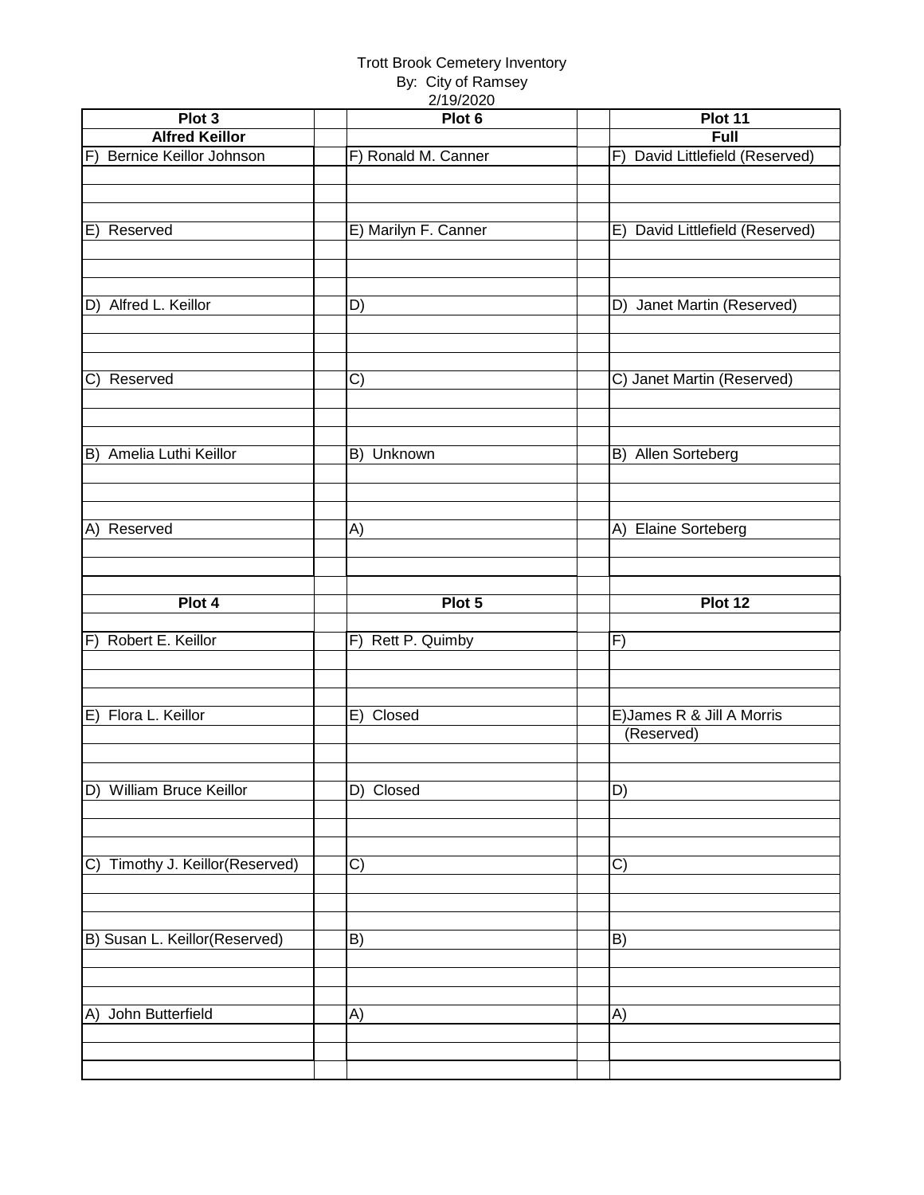Trott Brook Cemetery Inventory
By: City of Ramsey
2/19/2020

| Plot 3 | | Plot 6 | | Plot 11 |
|---|---|---|---|---|
| **Alfred Keillor** | | | | **Full** |
| F) Bernice Keillor Johnson | | F) Ronald M. Canner | | F) David Littlefield (Reserved) |
| E) Reserved | | E) Marilyn F. Canner | | E) David Littlefield (Reserved) |
| D) Alfred L. Keillor | | D) | | D) Janet Martin (Reserved) |
| C) Reserved | | C) | | C) Janet Martin (Reserved) |
| B) Amelia Luthi Keillor | | B) Unknown | | B) Allen Sorteberg |
| A) Reserved | | A) | | A) Elaine Sorteberg |

| Plot 4 | | Plot 5 | | Plot 12 |
|---|---|---|---|---|
| F) Robert E. Keillor | | F) Rett P. Quimby | | F) |
| E) Flora L. Keillor | | E) Closed | | E)James R & Jill A Morris (Reserved) |
| D) William Bruce Keillor | | D) Closed | | D) |
| C) Timothy J. Keillor(Reserved) | | C) | | C) |
| B) Susan L. Keillor(Reserved) | | B) | | B) |
| A) John Butterfield | | A) | | A) |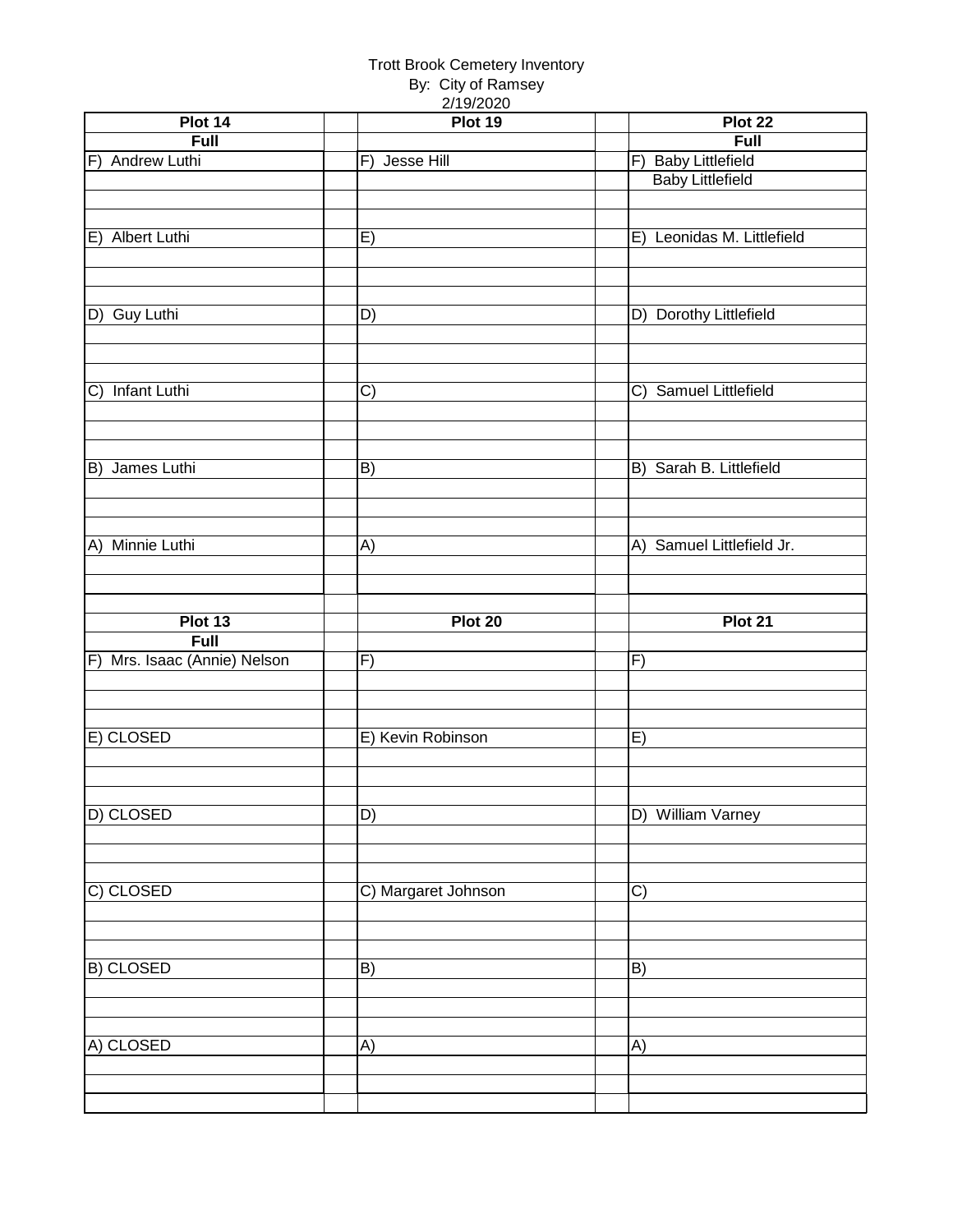Trott Brook Cemetery Inventory
By: City of Ramsey
2/19/2020

| Plot 14 | | Plot 19 | | Plot 22 |
|---|---|---|---|---|
| **Full** | | | | **Full** |
| F) Andrew Luthi | | F) Jesse Hill | | F) Baby Littlefield |
| | | | | Baby Littlefield |
| E) Albert Luthi | | E) | | E) Leonidas M. Littlefield |
| D) Guy Luthi | | D) | | D) Dorothy Littlefield |
| C) Infant Luthi | | C) | | C) Samuel Littlefield |
| B) James Luthi | | B) | | B) Sarah B. Littlefield |
| A) Minnie Luthi | | A) | | A) Samuel Littlefield Jr. |

| Plot 13 | | Plot 20 | | Plot 21 |
|---|---|---|---|---|
| **Full** | | | | |
| F) Mrs. Isaac (Annie) Nelson | | F) | | F) |
| E) CLOSED | | E) Kevin Robinson | | E) |
| D) CLOSED | | D) | | D) William Varney |
| C) CLOSED | | C) Margaret Johnson | | C) |
| B) CLOSED | | B) | | B) |
| A) CLOSED | | A) | | A) |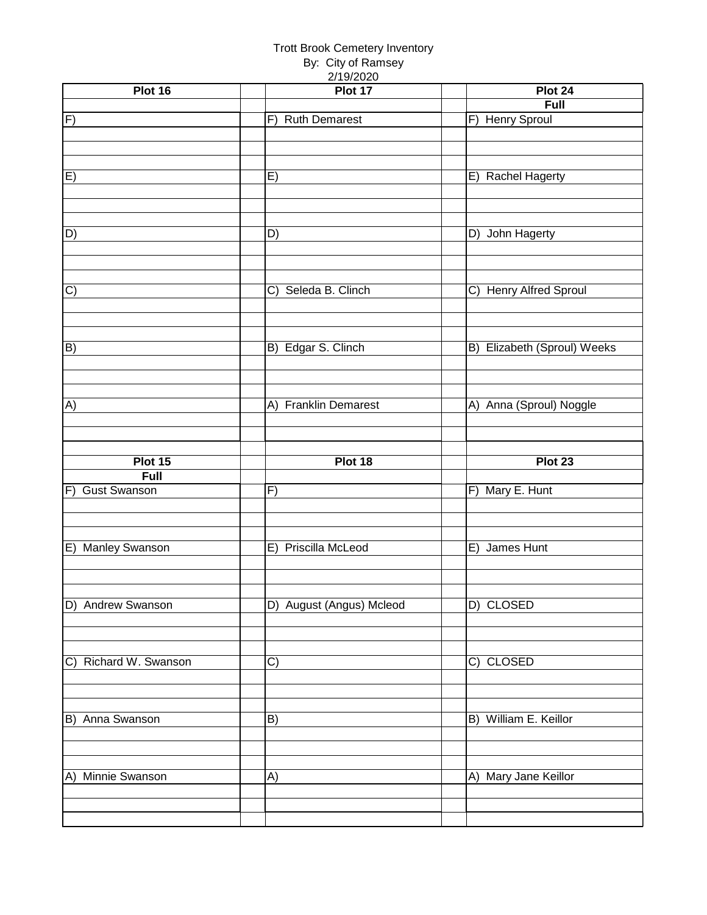Trott Brook Cemetery Inventory
By: City of Ramsey
2/19/2020

| Plot 16 | | Plot 17 | | Plot 24 |
|---|---|---|---|---|
| | | | | Full |
| F) | | F) Ruth Demarest | | F) Henry Sproul |
| E) | | E) | | E) Rachel Hagerty |
| D) | | D) | | D) John Hagerty |
| C) | | C) Seleda B. Clinch | | C) Henry Alfred Sproul |
| B) | | B) Edgar S. Clinch | | B) Elizabeth (Sproul) Weeks |
| A) | | A) Franklin Demarest | | A) Anna (Sproul) Noggle |

| Plot 15 | | Plot 18 | | Plot 23 |
|---|---|---|---|---|
| Full | | | | |
| F) Gust Swanson | | F) | | F) Mary E. Hunt |
| E) Manley Swanson | | E) Priscilla McLeod | | E) James Hunt |
| D) Andrew Swanson | | D) August (Angus) Mcleod | | D) CLOSED |
| C) Richard W. Swanson | | C) | | C) CLOSED |
| B) Anna Swanson | | B) | | B) William E. Keillor |
| A) Minnie Swanson | | A) | | A) Mary Jane Keillor |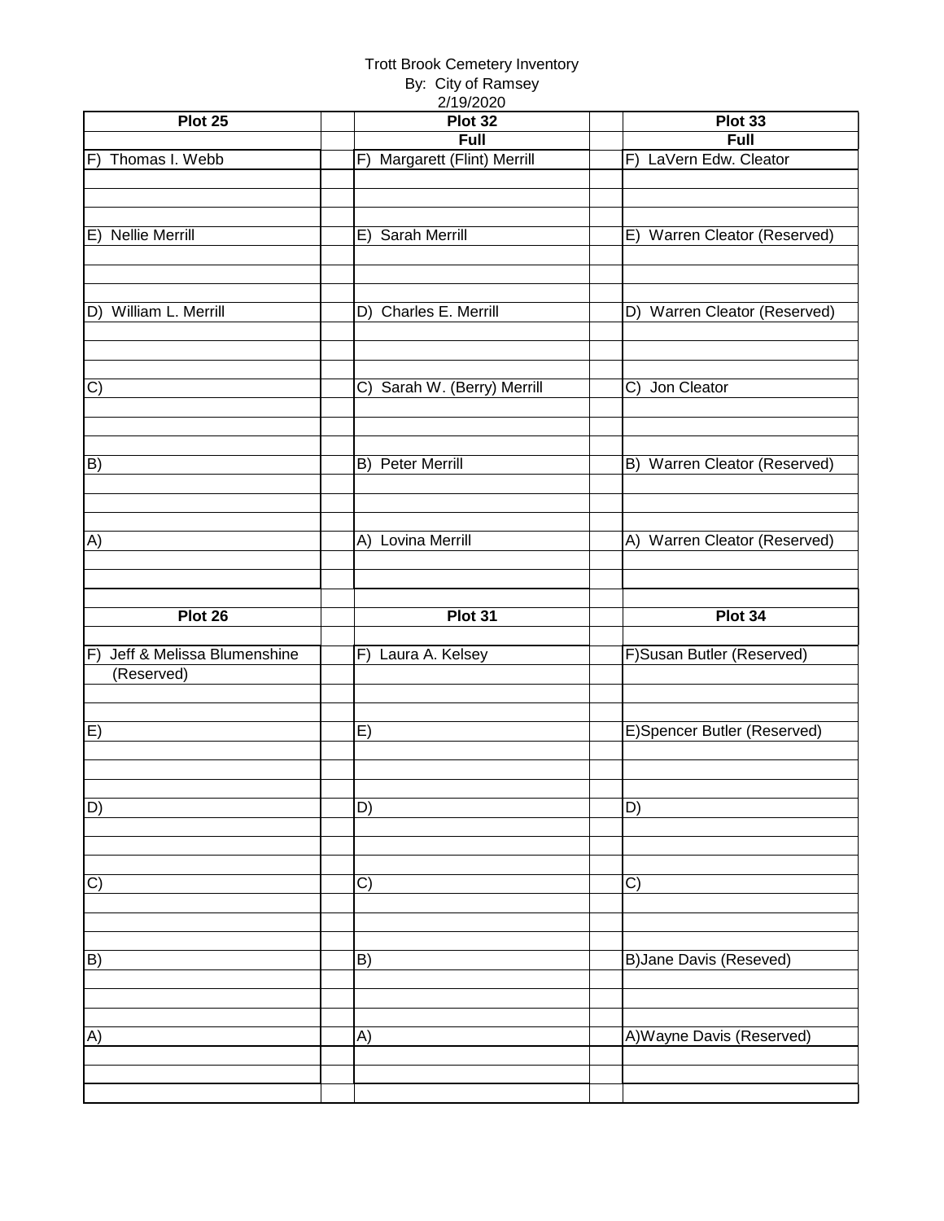Trott Brook Cemetery Inventory
By: City of Ramsey
2/19/2020

| Plot 25 | | Plot 32 | | Plot 33 |
|---|---|---|---|---|
| | | Full | | Full |
| F) Thomas I. Webb | | F) Margarett (Flint) Merrill | | F) LaVern Edw. Cleator |
| E) Nellie Merrill | | E) Sarah Merrill | | E) Warren Cleator (Reserved) |
| D) William L. Merrill | | D) Charles E. Merrill | | D) Warren Cleator (Reserved) |
| C) | | C) Sarah W. (Berry) Merrill | | C) Jon Cleator |
| B) | | B) Peter Merrill | | B) Warren Cleator (Reserved) |
| A) | | A) Lovina Merrill | | A) Warren Cleator (Reserved) |

| Plot 26 | | Plot 31 | | Plot 34 |
|---|---|---|---|---|
| F) Jeff & Melissa Blumenshine (Reserved) | | F) Laura A. Kelsey | | F)Susan Butler (Reserved) |
| E) | | E) | | E)Spencer Butler (Reserved) |
| D) | | D) | | D) |
| C) | | C) | | C) |
| B) | | B) | | B)Jane Davis (Reseved) |
| A) | | A) | | A)Wayne Davis (Reserved) |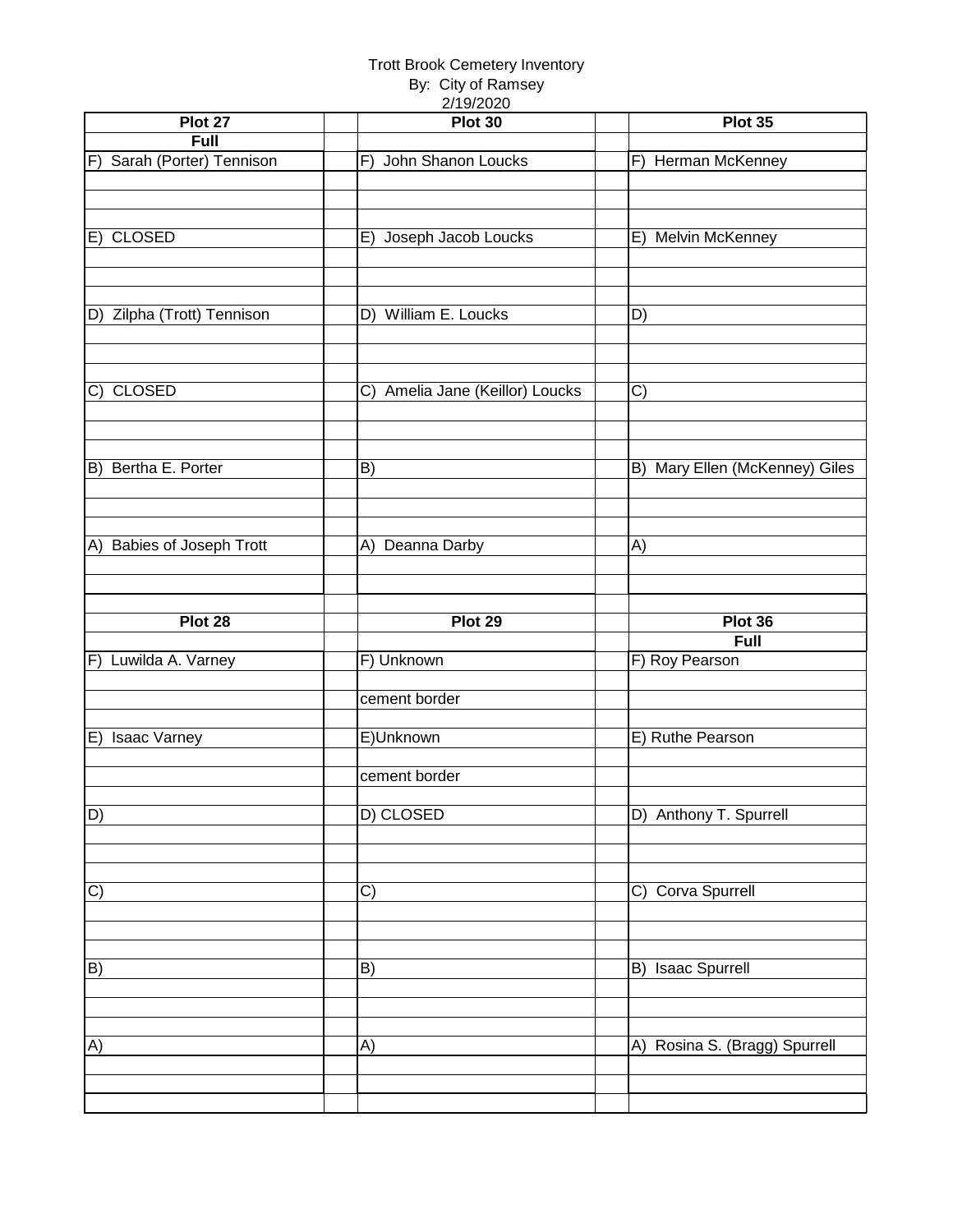Trott Brook Cemetery Inventory
By: City of Ramsey
2/19/2020

| Plot 27 | | Plot 30 | | Plot 35 |
|---|---|---|---|---|
| Full | | | | |
| F) Sarah (Porter) Tennison | | F) John Shanon Loucks | | F) Herman McKenney |
| E) CLOSED | | E) Joseph Jacob Loucks | | E) Melvin McKenney |
| D) Zilpha (Trott) Tennison | | D) William E. Loucks | | D) |
| C) CLOSED | | C) Amelia Jane (Keillor) Loucks | | C) |
| B) Bertha E. Porter | | B) | | B) Mary Ellen (McKenney) Giles |
| A) Babies of Joseph Trott | | A) Deanna Darby | | A) |
| **Plot 28** | | **Plot 29** | | **Plot 36** |
| | | | | **Full** |
| F) Luwilda A. Varney | | F) Unknown | | F) Roy Pearson |
| | | cement border | | |
| E) Isaac Varney | | E)Unknown | | E) Ruthe Pearson |
| | | cement border | | |
| D) | | D) CLOSED | | D) Anthony T. Spurrell |
| C) | | C) | | C) Corva Spurrell |
| B) | | B) | | B) Isaac Spurrell |
| A) | | A) | | A) Rosina S. (Bragg) Spurrell |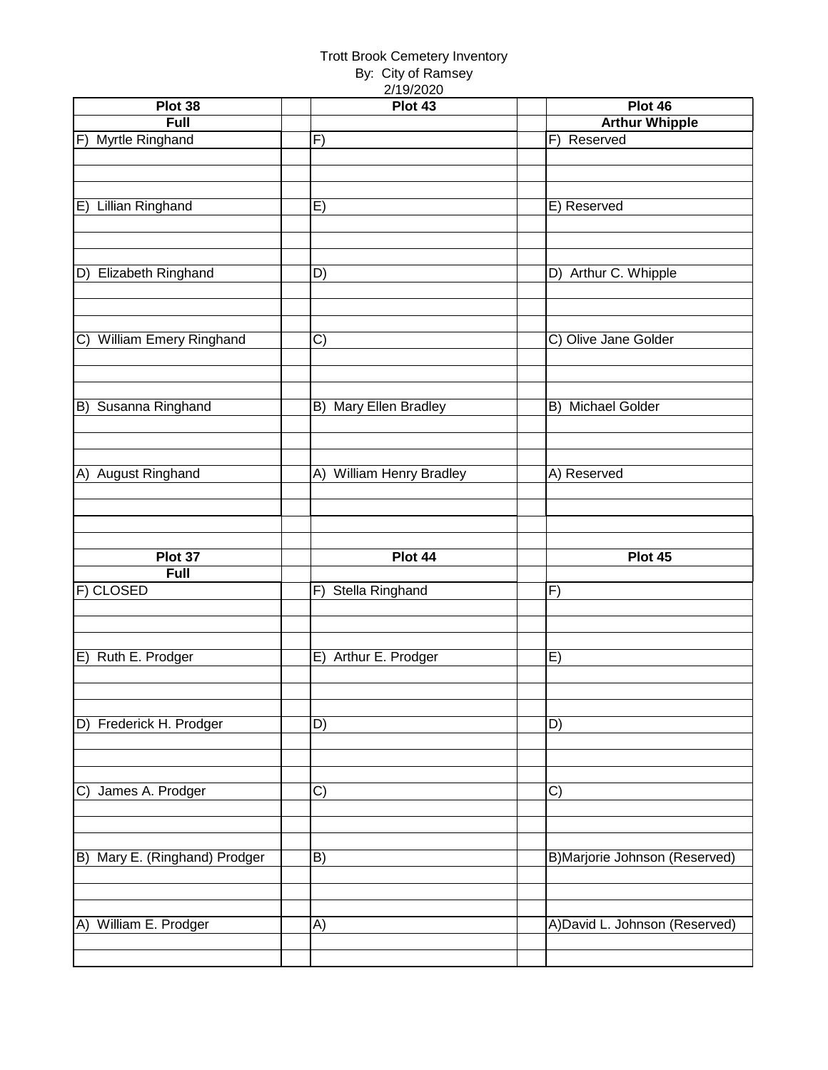Trott Brook Cemetery Inventory
By: City of Ramsey
2/19/2020

| Plot 38 | | Plot 43 | | Plot 46 |
|---|---|---|---|---|
| Full | | | | Arthur Whipple |
| F) Myrtle Ringhand | | F) | | F) Reserved |
| E) Lillian Ringhand | | E) | | E) Reserved |
| D) Elizabeth Ringhand | | D) | | D) Arthur C. Whipple |
| C) William Emery Ringhand | | C) | | C) Olive Jane Golder |
| B) Susanna Ringhand | | B) Mary Ellen Bradley | | B) Michael Golder |
| A) August Ringhand | | A) William Henry Bradley | | A) Reserved |

| Plot 37 | | Plot 44 | | Plot 45 |
|---|---|---|---|---|
| Full | | | | |
| F) CLOSED | | F) Stella Ringhand | | F) |
| E) Ruth E. Prodger | | E) Arthur E. Prodger | | E) |
| D) Frederick H. Prodger | | D) | | D) |
| C) James A. Prodger | | C) | | C) |
| B) Mary E. (Ringhand) Prodger | | B) | | B)Marjorie Johnson (Reserved) |
| A) William E. Prodger | | A) | | A)David L. Johnson (Reserved) |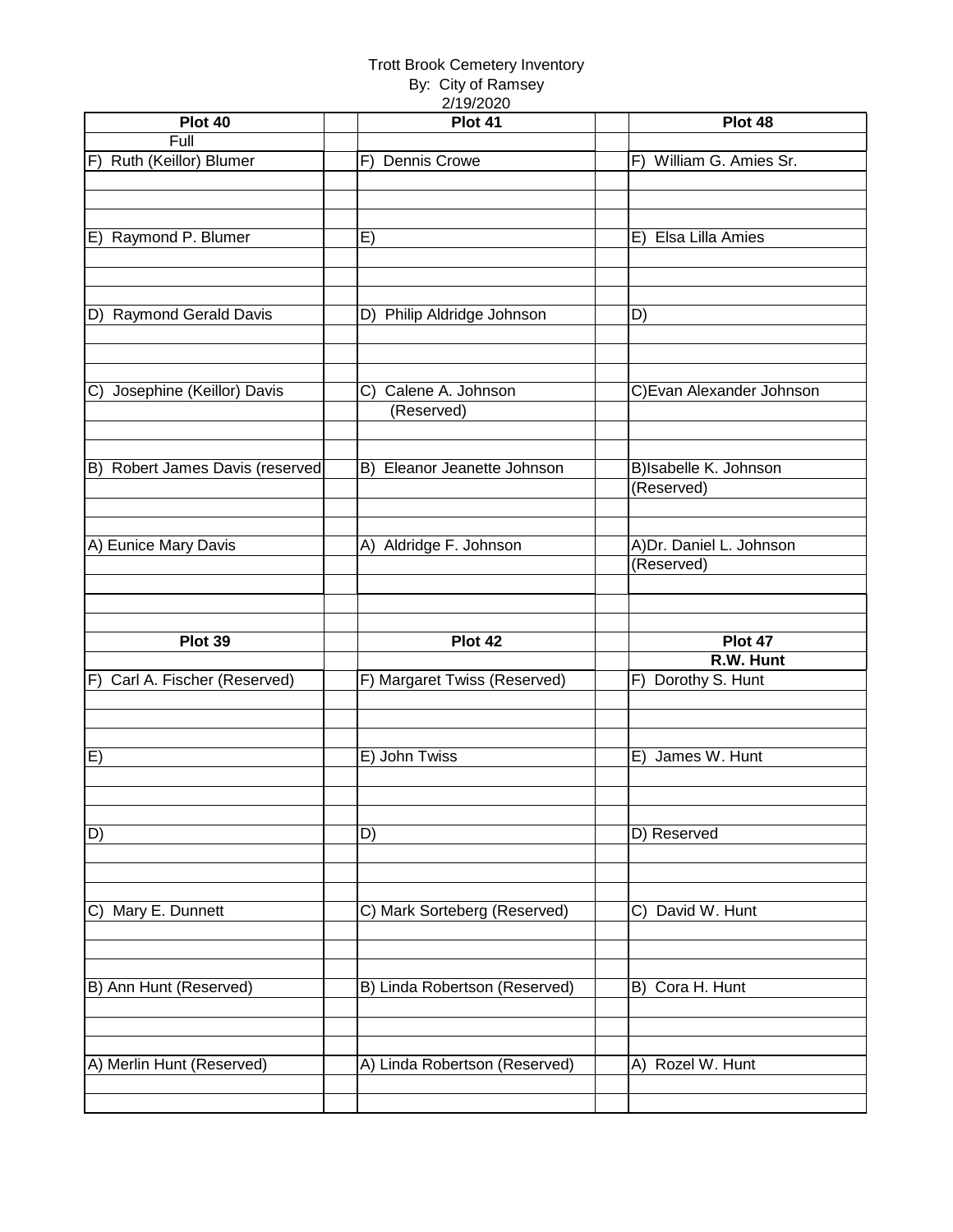Trott Brook Cemetery Inventory
By: City of Ramsey
2/19/2020

| Plot 40 | | Plot 41 | | Plot 48 |
|---|---|---|---|---|
| Full | | | | |
| F) Ruth (Keillor) Blumer | | F) Dennis Crowe | | F) William G. Amies Sr. |
| E) Raymond P. Blumer | | E) | | E) Elsa Lilla Amies |
| D) Raymond Gerald Davis | | D) Philip Aldridge Johnson | | D) |
| C) Josephine (Keillor) Davis | | C) Calene A. Johnson (Reserved) | | C)Evan Alexander Johnson |
| B) Robert James Davis (reserved | | B) Eleanor Jeanette Johnson | | B)Isabelle K. Johnson (Reserved) |
| A) Eunice Mary Davis | | A) Aldridge F. Johnson | | A)Dr. Daniel L. Johnson (Reserved) |

| Plot 39 | | Plot 42 | | Plot 47 |
|---|---|---|---|---|
| | | | | R.W. Hunt |
| F) Carl A. Fischer (Reserved) | | F) Margaret Twiss (Reserved) | | F) Dorothy S. Hunt |
| E) | | E) John Twiss | | E) James W. Hunt |
| D) | | D) | | D) Reserved |
| C) Mary E. Dunnett | | C) Mark Sorteberg (Reserved) | | C) David W. Hunt |
| B) Ann Hunt (Reserved) | | B) Linda Robertson (Reserved) | | B) Cora H. Hunt |
| A) Merlin Hunt (Reserved) | | A) Linda Robertson (Reserved) | | A) Rozel W. Hunt |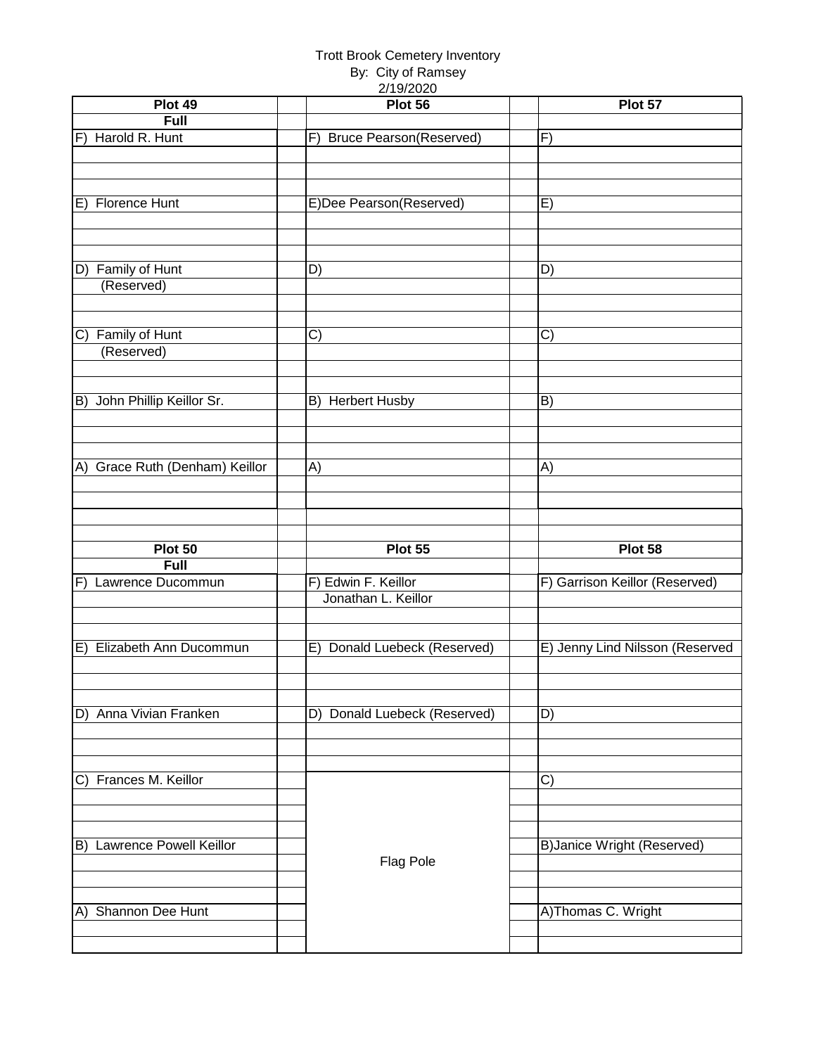Trott Brook Cemetery Inventory
By: City of Ramsey
2/19/2020

| Plot 49 | | Plot 56 | | Plot 57 |
|---|---|---|---|---|
| Full | | | | |
| F) Harold R. Hunt | | F) Bruce Pearson(Reserved) | | F) |
| | | | | |
| | | | | |
| | | | | |
| E) Florence Hunt | | E)Dee Pearson(Reserved) | | E) |
| | | | | |
| | | | | |
| | | | | |
| D) Family of Hunt | | D) | | D) |
| (Reserved) | | | | |
| | | | | |
| | | | | |
| C) Family of Hunt | | C) | | C) |
| (Reserved) | | | | |
| | | | | |
| | | | | |
| B) John Phillip Keillor Sr. | | B) Herbert Husby | | B) |
| | | | | |
| | | | | |
| | | | | |
| A) Grace Ruth (Denham) Keillor | | A) | | A) |
| | | | | |
| | | | | |
| | | | | |
| | | | | |
| **Plot 50** | | **Plot 55** | | **Plot 58** |
| **Full** | | | | |
| F) Lawrence Ducommun | | F) Edwin F. Keillor | | F) Garrison Keillor (Reserved) |
| | | Jonathan L. Keillor | | |
| | | | | |
| | | | | |
| E) Elizabeth Ann Ducommun | | E) Donald Luebeck (Reserved) | | E) Jenny Lind Nilsson (Reserved |
| | | | | |
| | | | | |
| | | | | |
| D) Anna Vivian Franken | | D) Donald Luebeck (Reserved) | | D) |
| | | | | |
| | | | | |
| | | | | |
| C) Frances M. Keillor | | Flag Pole | | C) |
| | | | | |
| | | | | |
| | | | | |
| B) Lawrence Powell Keillor | | | | B)Janice Wright (Reserved) |
| | | | | |
| | | | | |
| | | | | |
| A) Shannon Dee Hunt | | | | A)Thomas C. Wright |
| | | | | |
| | | | | |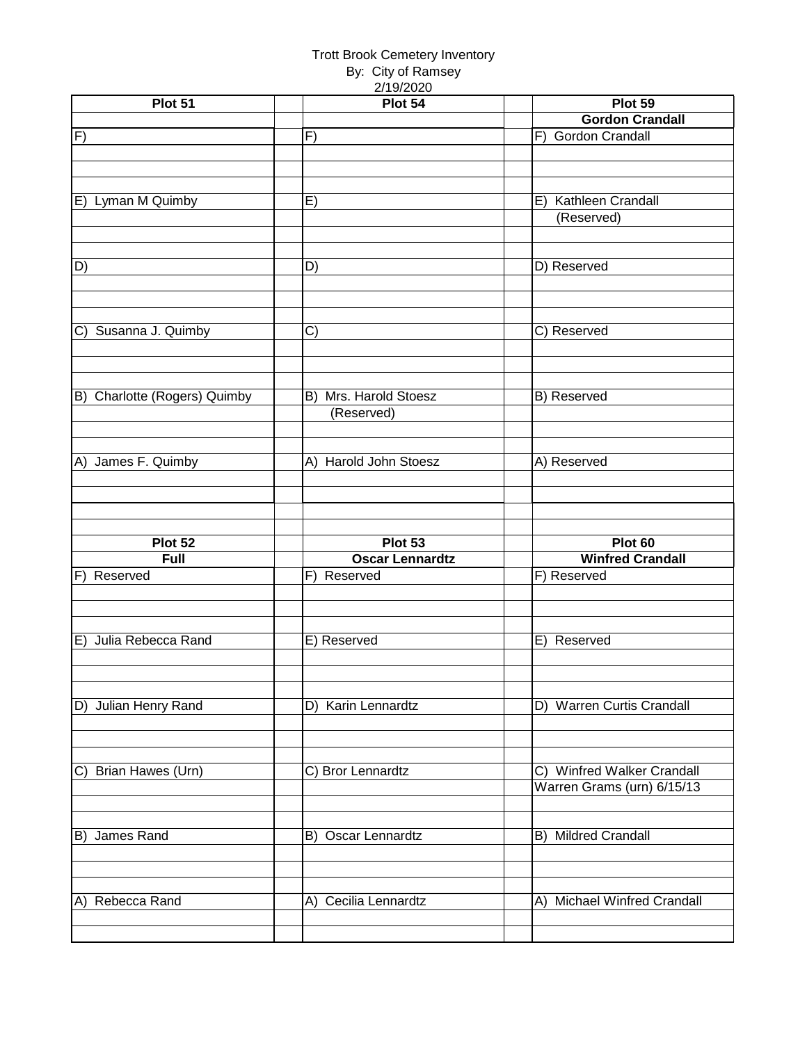Trott Brook Cemetery Inventory
By: City of Ramsey
2/19/2020

| Plot 51 | Plot 54 | Plot 59 |
|---|---|---|
| | | **Gordon Crandall** |
| F) | F) | F) Gordon Crandall |
| E) Lyman M Quimby | E) | E) Kathleen Crandall (Reserved) |
| D) | D) | D) Reserved |
| C) Susanna J. Quimby | C) | C) Reserved |
| B) Charlotte (Rogers) Quimby | B) Mrs. Harold Stoesz (Reserved) | B) Reserved |
| A) James F. Quimby | A) Harold John Stoesz | A) Reserved |

| Plot 52 | Plot 53 | Plot 60 |
|---|---|---|
| **Full** | **Oscar Lennardtz** | **Winfred Crandall** |
| F) Reserved | F) Reserved | F) Reserved |
| E) Julia Rebecca Rand | E) Reserved | E) Reserved |
| D) Julian Henry Rand | D) Karin Lennardtz | D) Warren Curtis Crandall |
| C) Brian Hawes (Urn) | C) Bror Lennardtz | C) Winfred Walker Crandall<br>Warren Grams (urn) 6/15/13 |
| B) James Rand | B) Oscar Lennardtz | B) Mildred Crandall |
| A) Rebecca Rand | A) Cecilia Lennardtz | A) Michael Winfred Crandall |